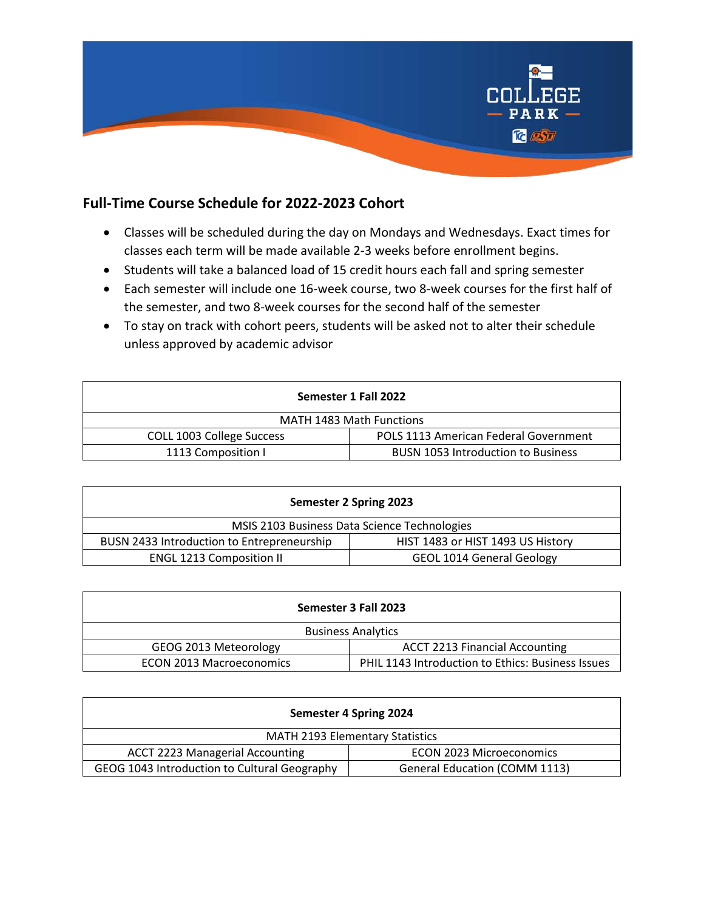## Full-Time Course Schedule for 2022-2023 Cohort

- Classes will be scheduled during the day on Mondays and Wednesdays. Exact times for classes each term will be made available 2-3 weeks before enrollment begins.
- Students will take a balanced load of 15 credit hours each fall and spring semester
- Each semester will include one 16-week course, two 8-week courses for the first half of the semester, and two 8-week courses for the second half of the semester
- To stay on track with cohort peers, students will be asked not to alter their schedule unless approved by academic advisor

| Semester 1 Fall 2022 | |
|---|---|
| MATH 1483 Math Functions | |
| COLL 1003 College Success | POLS 1113 American Federal Government |
| 1113 Composition I | BUSN 1053 Introduction to Business |

| Semester 2 Spring 2023 | |
|---|---|
| MSIS 2103 Business Data Science Technologies | |
| BUSN 2433 Introduction to Entrepreneurship | HIST 1483 or HIST 1493 US History |
| ENGL 1213 Composition II | GEOL 1014 General Geology |

| Semester 3 Fall 2023 | |
|---|---|
| Business Analytics | |
| GEOG 2013 Meteorology | ACCT 2213 Financial Accounting |
| ECON 2013 Macroeconomics | PHIL 1143 Introduction to Ethics: Business Issues |

| Semester 4 Spring 2024 | |
|---|---|
| MATH 2193 Elementary Statistics | |
| ACCT 2223 Managerial Accounting | ECON 2023 Microeconomics |
| GEOG 1043 Introduction to Cultural Geography | General Education (COMM 1113) |